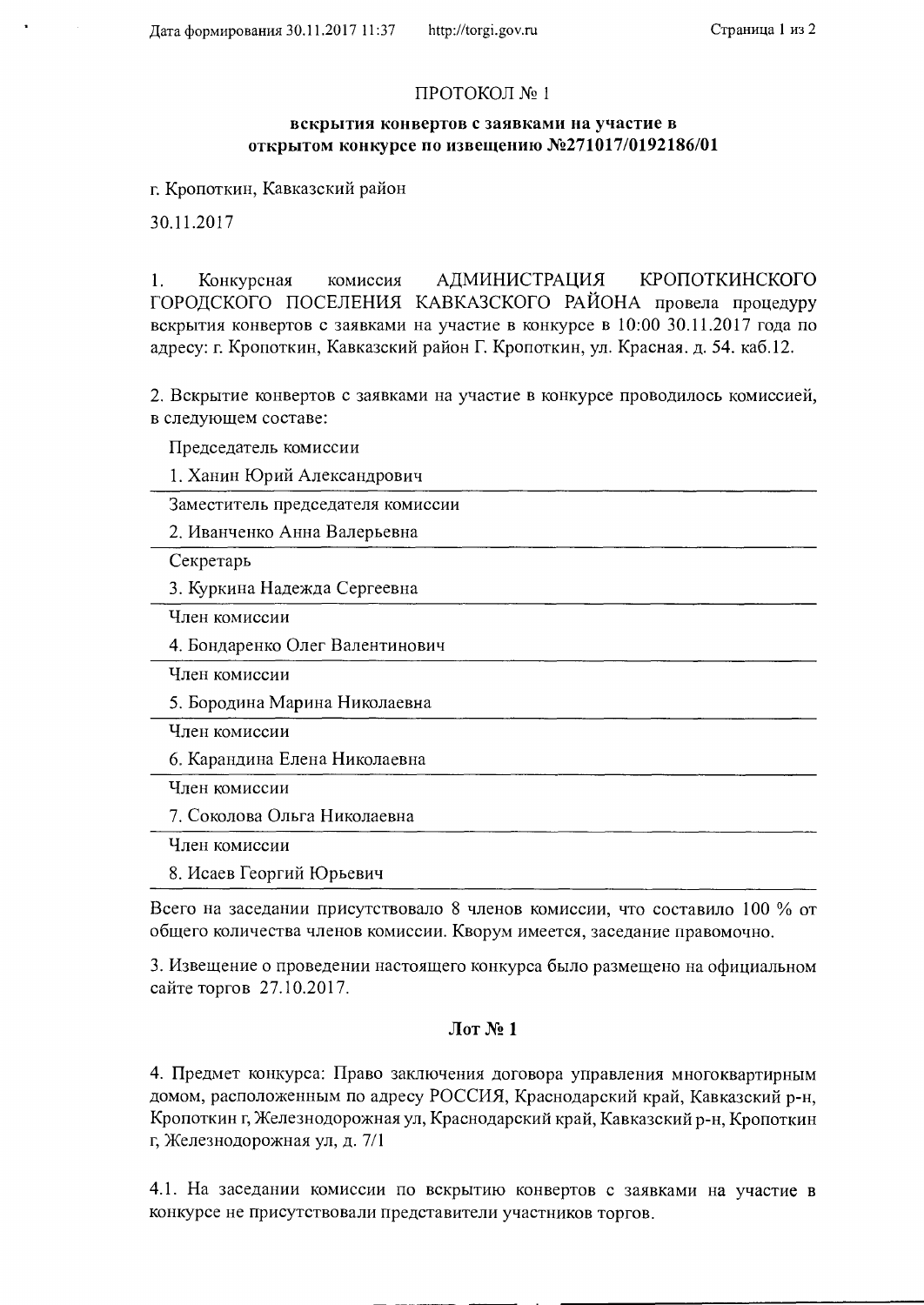# ПРОТОКОЛ № 1

## вскрытия конвертов с заявками на участие в открытом конкурсе по извещению №271017/0192186/01

г. Кропоткин, Кавказский район

30.11.2017

1. Конкурсная комиссия АДМИНИСТРАЦИЯ КРОПОТКИНСКОГО ГОРОДСКОГО ПОСЕЛЕНИЯ КАВКАЗСКОГО РАЙОНА провела процедуру вскрытия конвертов с заявками на участие в конкурсе в 10:00 30.11.2017 года по адресу: г. Кропоткин, Кавказский район Г. Кропоткин, ул. Красная. д. 54. каб.12.

2. Вскрытие конвертов с заявками на участие в конкурсе проводилось комиссией, в следующем составе:

| Председатель комиссии |
|---|
| 1. Ханин Юрий Александрович |
| Заместитель председателя комиссии |
| 2. Иванченко Анна Валерьевна |
| Секретарь |
| 3. Куркина Надежда Сергеевна |
| Член комиссии |
| 4. Бондаренко Олег Валентинович |
| Член комиссии |
| 5. Бородина Марина Николаевна |
| Член комиссии |
| 6. Карандина Елена Николаевна |
| Член комиссии |
| 7. Соколова Ольга Николаевна |
| Член комиссии |
| 8. Исаев Георгий Юрьевич |

Всего на заседании присутствовало 8 членов комиссии, что составило 100 % от общего количества членов комиссии. Кворум имеется, заседание правомочно.

3. Извещение о проведении настоящего конкурса было размещено на официальном сайте торгов 27.10.2017.

### Лот № 1

4. Предмет конкурса: Право заключения договора управления многоквартирным домом, расположенным по адресу РОССИЯ, Краснодарский край, Кавказский р-н, Кропоткин г, Железнодорожная ул, Краснодарский край, Кавказский р-н, Кропоткин г, Железнодорожная ул, д. 7/1

4.1. На заседании комиссии по вскрытию конвертов с заявками на участие в конкурсе не присутствовали представители участников торгов.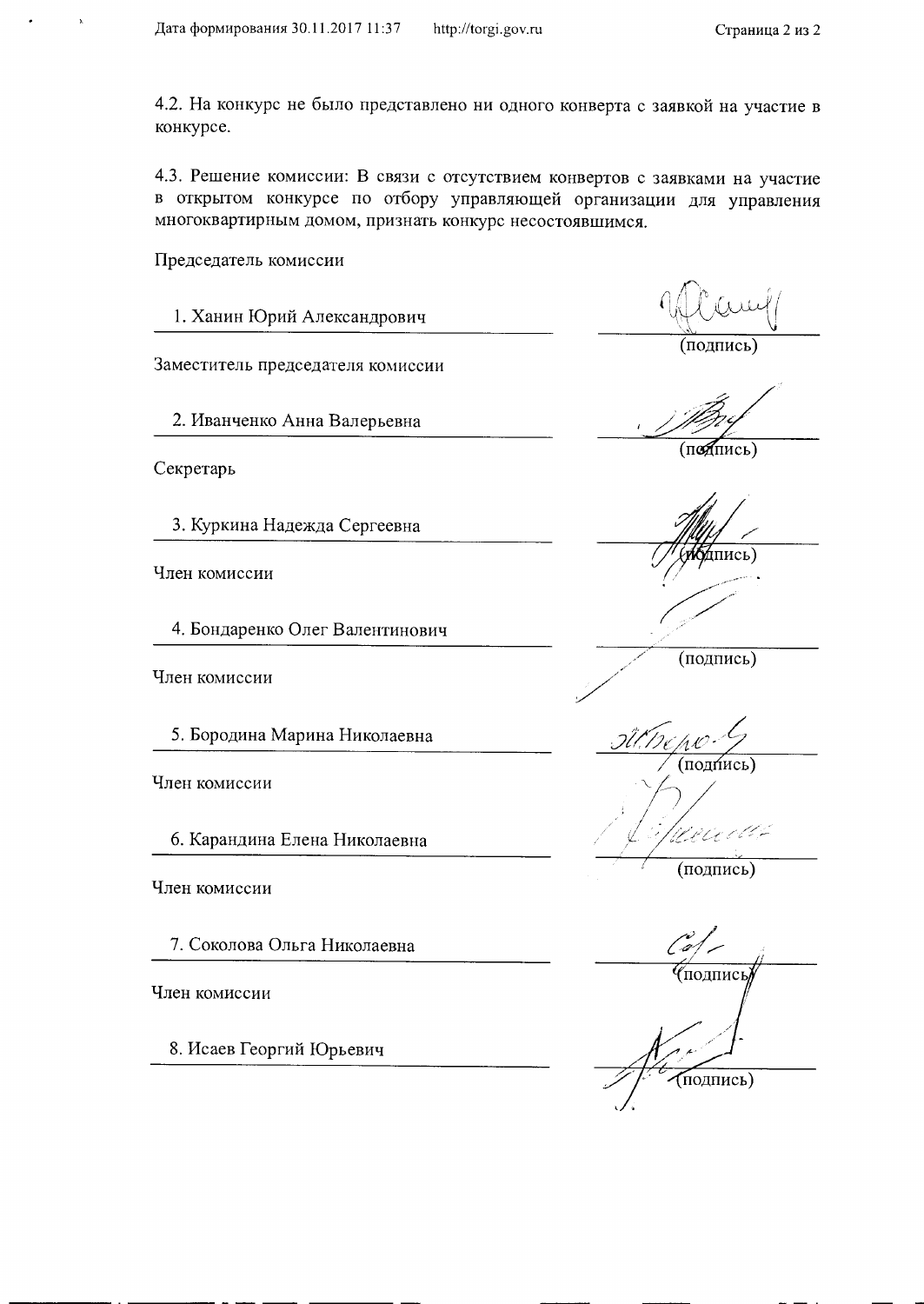4.2. На конкурс не было представлено ни одного конверта с заявкой на участие в конкурсе.

4.3. Решение комиссии: В связи с отсутствием конвертов с заявками на участие в открытом конкурсе по отбору управляющей организации для управления многоквартирным домом, признать конкурс несостоявшимся.

Председатель комиссии

1. Ханин Юрий Александрович ______________________ (подпись)

Заместитель председателя комиссии

2. Иванченко Анна Валерьевна ______________________ (подпись)

Секретарь

3. Куркина Надежда Сергеевна ______________________ (подпись)

Член комиссии

4. Бондаренко Олег Валентинович ______________________ (подпись)

Член комиссии

5. Бородина Марина Николаевна ______________________ (подпись)

Член комиссии

6. Карандина Елена Николаевна ______________________ (подпись)

Член комиссии

7. Соколова Ольга Николаевна ______________________ (подпись)

Член комиссии

8. Исаев Георгий Юрьевич ______________________ (подпись)